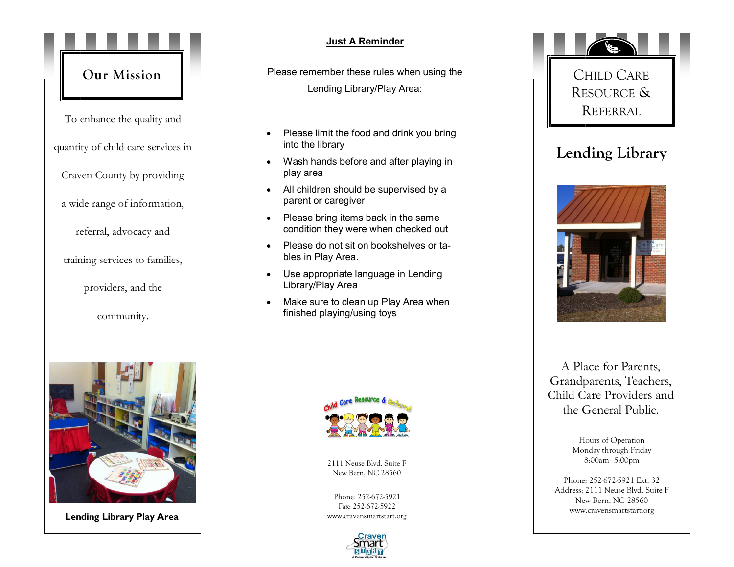## Our Mission

To enhance the quality and quantity of child care services in Craven County by providing a wide range of information, referral, advocacy and training services to families, providers, and the community.

**Lending Library Play Area**

## Just A Reminder

Please remember these rules when using the Lending Library/Play Area:

- Please limit the food and drink you bring into the library
- Wash hands before and after playing in play area
- All children should be supervised by a parent or caregiver
- Please bring items back in the same condition they were when checked out
- Please do not sit on bookshelves or tables in Play Area.
- Use appropriate language in Lending Library/Play Area
- Make sure to clean up Play Area when finished playing/using toys

Child Care Resource & Referral

2111 Neuse Blvd. Suite F
New Bern, NC 28560

Phone: 252-672-5921
Fax: 252-672-5922
www.cravensmartstart.org

Craven Smart Start
A Partnership for Children

# Child Care Resource & Referral

## Lending Library

A Place for Parents, Grandparents, Teachers, Child Care Providers and the General Public.

Hours of Operation
Monday through Friday
8:00am—5:00pm

Phone: 252-672-5921 Ext. 32
Address: 2111 Neuse Blvd. Suite F
New Bern, NC 28560
www.cravensmartstart.org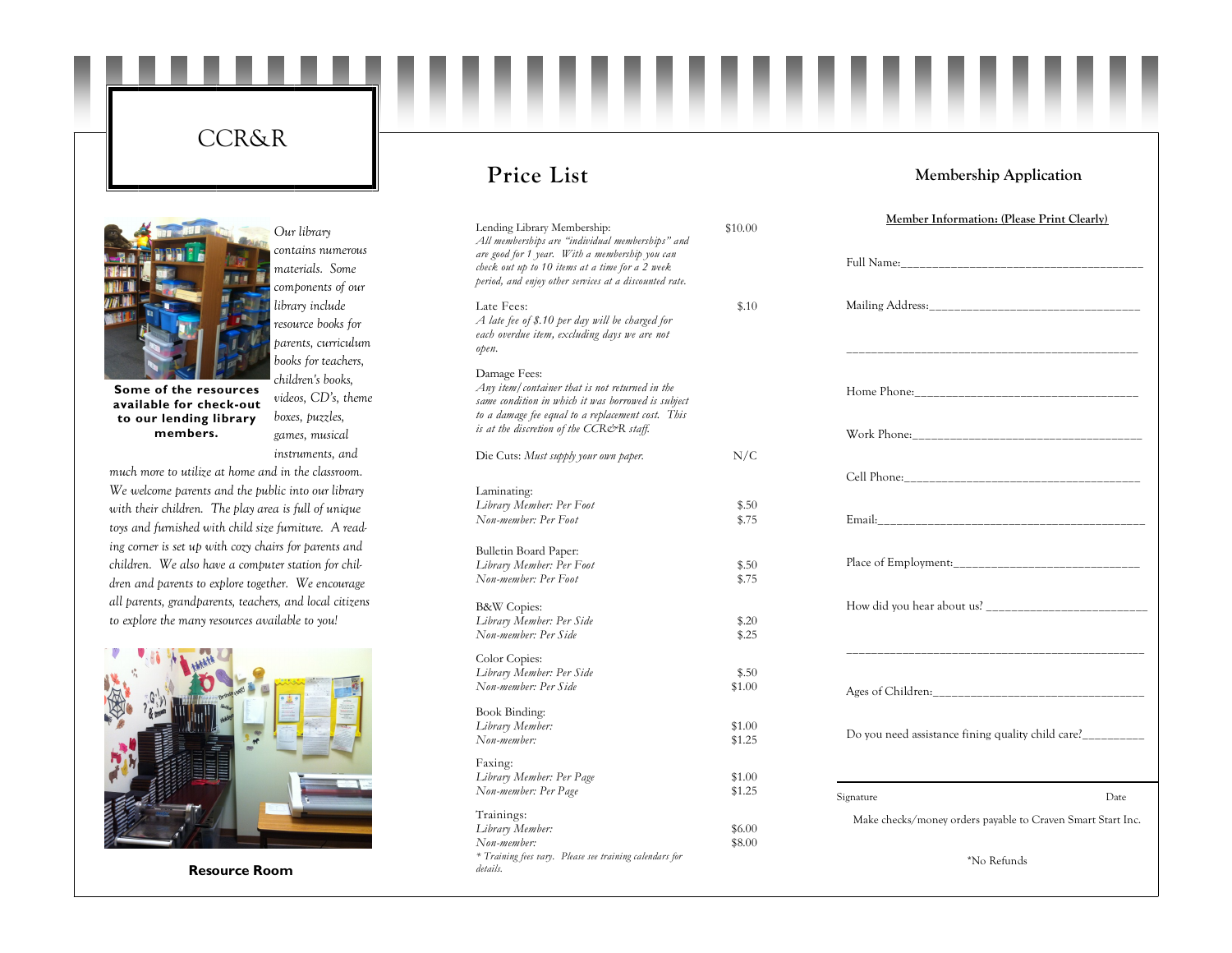# CCR&R

*Our library contains numerous materials. Some components of our library include resource books for parents, curriculum books for teachers, children's books, videos, CD's, theme boxes, puzzles, games, musical instruments, and much more to utilize at home and in the classroom. We welcome parents and the public into our library with their children. The play area is full of unique toys and furnished with child size furniture. A reading corner is set up with cozy chairs for parents and children. We also have a computer station for children and parents to explore together. We encourage all parents, grandparents, teachers, and local citizens to explore the many resources available to you!*

**Some of the resources available for check-out to our lending library members.**

**Resource Room**

## Price List

| | |
|---|---|
| Lending Library Membership:<br>*All memberships are "individual memberships" and are good for 1 year. With a membership you can check out up to 10 items at a time for a 2 week period, and enjoy other services at a discounted rate.* | $10.00 |
| Late Fees:<br>*A late fee of $.10 per day will be charged for each overdue item, excluding days we are not open.* | $.10 |
| Damage Fees:<br>*Any item/container that is not returned in the same condition in which it was borrowed is subject to a damage fee equal to a replacement cost. This is at the discretion of the CCR&R staff.* | |
| Die Cuts: *Must supply your own paper.* | N/C |
| Laminating: | |
| *Library Member: Per Foot* | $.50 |
| *Non-member: Per Foot* | $.75 |
| Bulletin Board Paper: | |
| *Library Member: Per Foot* | $.50 |
| *Non-member: Per Foot* | $.75 |
| B&W Copies: | |
| *Library Member: Per Side* | $.20 |
| *Non-member: Per Side* | $.25 |
| Color Copies: | |
| *Library Member: Per Side* | $.50 |
| *Non-member: Per Side* | $1.00 |
| Book Binding: | |
| *Library Member:* | $1.00 |
| *Non-member:* | $1.25 |
| Faxing: | |
| *Library Member: Per Page* | $1.00 |
| *Non-member: Per Page* | $1.25 |
| Trainings: | |
| *Library Member:* | $6.00 |
| *Non-member:* | $8.00 |

*\* Training fees vary. Please see training calendars for details.*

## Membership Application

**Member Information: (Please Print Clearly)**

Full Name:______________________________________

Mailing Address:_________________________________

_____________________________________________

Home Phone:___________________________________

Work Phone:___________________________________

Cell Phone:____________________________________

Email:_________________________________________

Place of Employment:____________________________

How did you hear about us? ________________________

_____________________________________________

Ages of Children:_______________________________

Do you need assistance fining quality child care?_________

Signature Date

Make checks/money orders payable to Craven Smart Start Inc.

*No Refunds